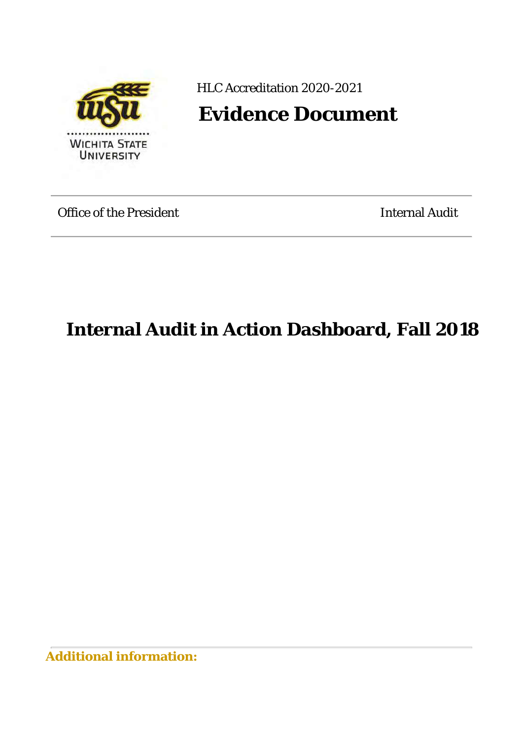HLC Accreditation 2020-2021

# Evidence Document

Office of the President

Internal Audit

## Internal Audit in Action Dashboard, Fall 2018

**Additional information:**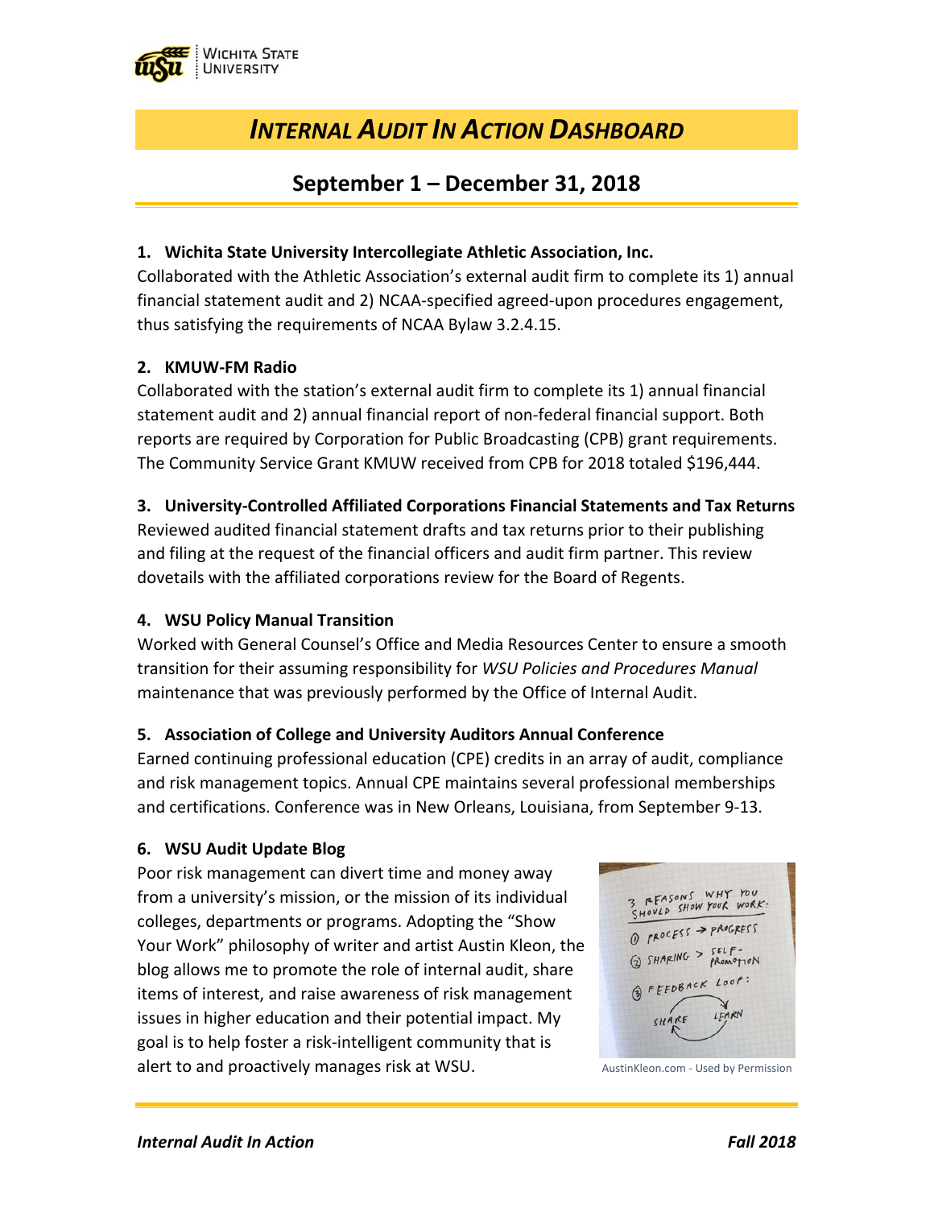# *INTERNAL AUDIT IN ACTION DASHBOARD*

## September 1 – December 31, 2018

**1. Wichita State University Intercollegiate Athletic Association, Inc.**

Collaborated with the Athletic Association's external audit firm to complete its 1) annual financial statement audit and 2) NCAA-specified agreed-upon procedures engagement, thus satisfying the requirements of NCAA Bylaw 3.2.4.15.

**2. KMUW-FM Radio**

Collaborated with the station's external audit firm to complete its 1) annual financial statement audit and 2) annual financial report of non-federal financial support. Both reports are required by Corporation for Public Broadcasting (CPB) grant requirements. The Community Service Grant KMUW received from CPB for 2018 totaled $196,444.

**3. University-Controlled Affiliated Corporations Financial Statements and Tax Returns**

Reviewed audited financial statement drafts and tax returns prior to their publishing and filing at the request of the financial officers and audit firm partner. This review dovetails with the affiliated corporations review for the Board of Regents.

**4. WSU Policy Manual Transition**

Worked with General Counsel's Office and Media Resources Center to ensure a smooth transition for their assuming responsibility for *WSU Policies and Procedures Manual* maintenance that was previously performed by the Office of Internal Audit.

**5. Association of College and University Auditors Annual Conference**

Earned continuing professional education (CPE) credits in an array of audit, compliance and risk management topics. Annual CPE maintains several professional memberships and certifications. Conference was in New Orleans, Louisiana, from September 9-13.

**6. WSU Audit Update Blog**

Poor risk management can divert time and money away from a university's mission, or the mission of its individual colleges, departments or programs. Adopting the "Show Your Work" philosophy of writer and artist Austin Kleon, the blog allows me to promote the role of internal audit, share items of interest, and raise awareness of risk management issues in higher education and their potential impact. My goal is to help foster a risk-intelligent community that is alert to and proactively manages risk at WSU.

AustinKleon.com - Used by Permission